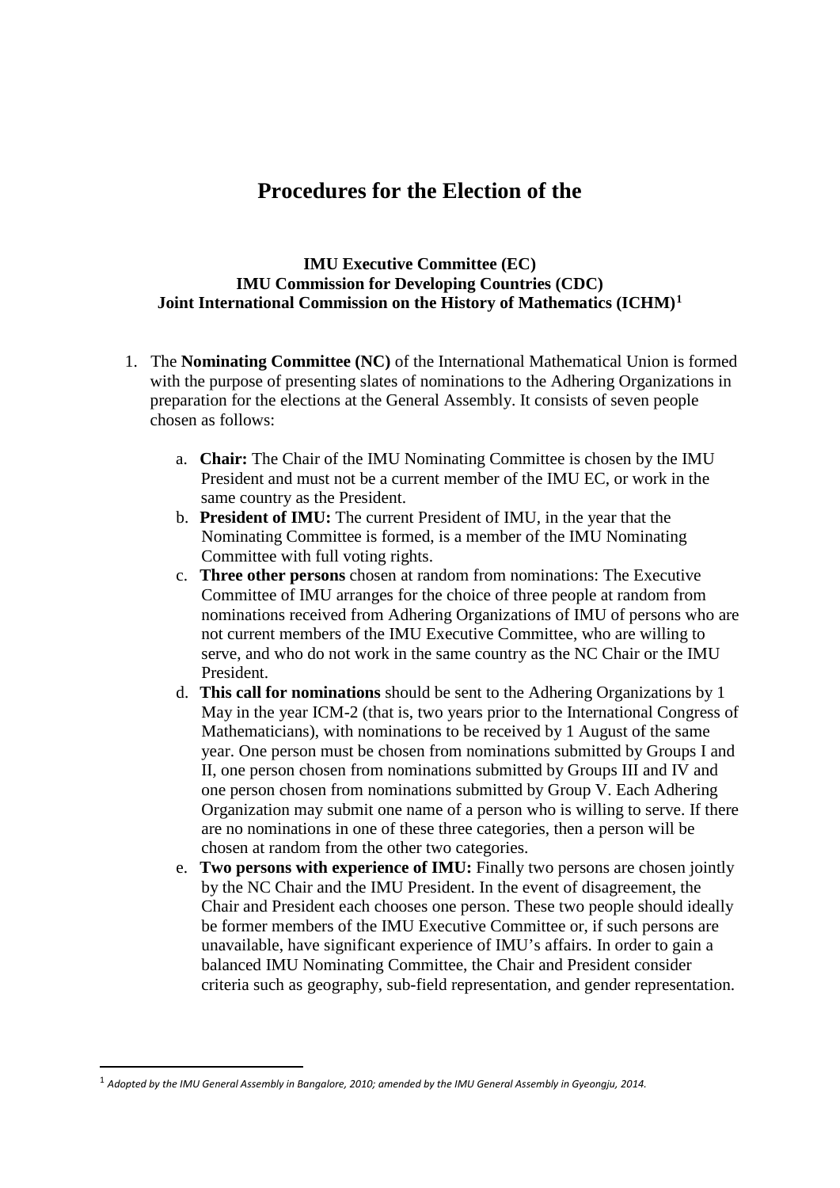# Procedures for the Election of the

**IMU Executive Committee (EC)**
**IMU Commission for Developing Countries (CDC)**
**Joint International Commission on the History of Mathematics (ICHM)**[1]

1. The **Nominating Committee (NC)** of the International Mathematical Union is formed with the purpose of presenting slates of nominations to the Adhering Organizations in preparation for the elections at the General Assembly. It consists of seven people chosen as follows:

   a. **Chair:** The Chair of the IMU Nominating Committee is chosen by the IMU President and must not be a current member of the IMU EC, or work in the same country as the President.

   b. **President of IMU:** The current President of IMU, in the year that the Nominating Committee is formed, is a member of the IMU Nominating Committee with full voting rights.

   c. **Three other persons** chosen at random from nominations: The Executive Committee of IMU arranges for the choice of three people at random from nominations received from Adhering Organizations of IMU of persons who are not current members of the IMU Executive Committee, who are willing to serve, and who do not work in the same country as the NC Chair or the IMU President.

   d. **This call for nominations** should be sent to the Adhering Organizations by 1 May in the year ICM-2 (that is, two years prior to the International Congress of Mathematicians), with nominations to be received by 1 August of the same year. One person must be chosen from nominations submitted by Groups I and II, one person chosen from nominations submitted by Groups III and IV and one person chosen from nominations submitted by Group V. Each Adhering Organization may submit one name of a person who is willing to serve. If there are no nominations in one of these three categories, then a person will be chosen at random from the other two categories.

   e. **Two persons with experience of IMU:** Finally two persons are chosen jointly by the NC Chair and the IMU President. In the event of disagreement, the Chair and President each chooses one person. These two people should ideally be former members of the IMU Executive Committee or, if such persons are unavailable, have significant experience of IMU's affairs. In order to gain a balanced IMU Nominating Committee, the Chair and President consider criteria such as geography, sub-field representation, and gender representation.

[1] *Adopted by the IMU General Assembly in Bangalore, 2010; amended by the IMU General Assembly in Gyeongju, 2014.*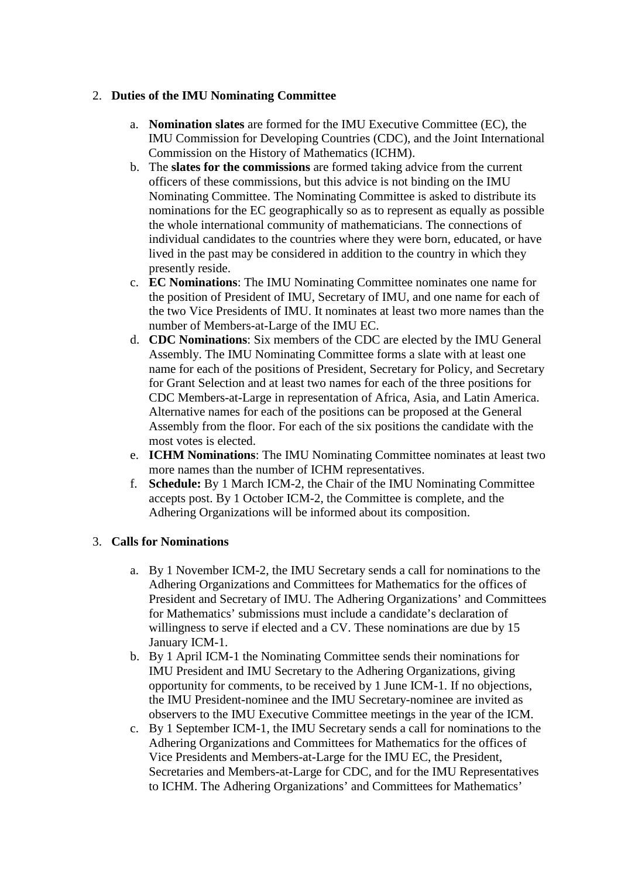2. **Duties of the IMU Nominating Committee**

    a. **Nomination slates** are formed for the IMU Executive Committee (EC), the IMU Commission for Developing Countries (CDC), and the Joint International Commission on the History of Mathematics (ICHM).
    b. The **slates for the commissions** are formed taking advice from the current officers of these commissions, but this advice is not binding on the IMU Nominating Committee. The Nominating Committee is asked to distribute its nominations for the EC geographically so as to represent as equally as possible the whole international community of mathematicians. The connections of individual candidates to the countries where they were born, educated, or have lived in the past may be considered in addition to the country in which they presently reside.
    c. **EC Nominations**: The IMU Nominating Committee nominates one name for the position of President of IMU, Secretary of IMU, and one name for each of the two Vice Presidents of IMU. It nominates at least two more names than the number of Members-at-Large of the IMU EC.
    d. **CDC Nominations**: Six members of the CDC are elected by the IMU General Assembly. The IMU Nominating Committee forms a slate with at least one name for each of the positions of President, Secretary for Policy, and Secretary for Grant Selection and at least two names for each of the three positions for CDC Members-at-Large in representation of Africa, Asia, and Latin America. Alternative names for each of the positions can be proposed at the General Assembly from the floor. For each of the six positions the candidate with the most votes is elected.
    e. **ICHM Nominations**: The IMU Nominating Committee nominates at least two more names than the number of ICHM representatives.
    f. **Schedule:** By 1 March ICM-2, the Chair of the IMU Nominating Committee accepts post. By 1 October ICM-2, the Committee is complete, and the Adhering Organizations will be informed about its composition.

3. **Calls for Nominations**

    a. By 1 November ICM-2, the IMU Secretary sends a call for nominations to the Adhering Organizations and Committees for Mathematics for the offices of President and Secretary of IMU. The Adhering Organizations' and Committees for Mathematics' submissions must include a candidate's declaration of willingness to serve if elected and a CV. These nominations are due by 15 January ICM-1.
    b. By 1 April ICM-1 the Nominating Committee sends their nominations for IMU President and IMU Secretary to the Adhering Organizations, giving opportunity for comments, to be received by 1 June ICM-1. If no objections, the IMU President-nominee and the IMU Secretary-nominee are invited as observers to the IMU Executive Committee meetings in the year of the ICM.
    c. By 1 September ICM-1, the IMU Secretary sends a call for nominations to the Adhering Organizations and Committees for Mathematics for the offices of Vice Presidents and Members-at-Large for the IMU EC, the President, Secretaries and Members-at-Large for CDC, and for the IMU Representatives to ICHM. The Adhering Organizations' and Committees for Mathematics'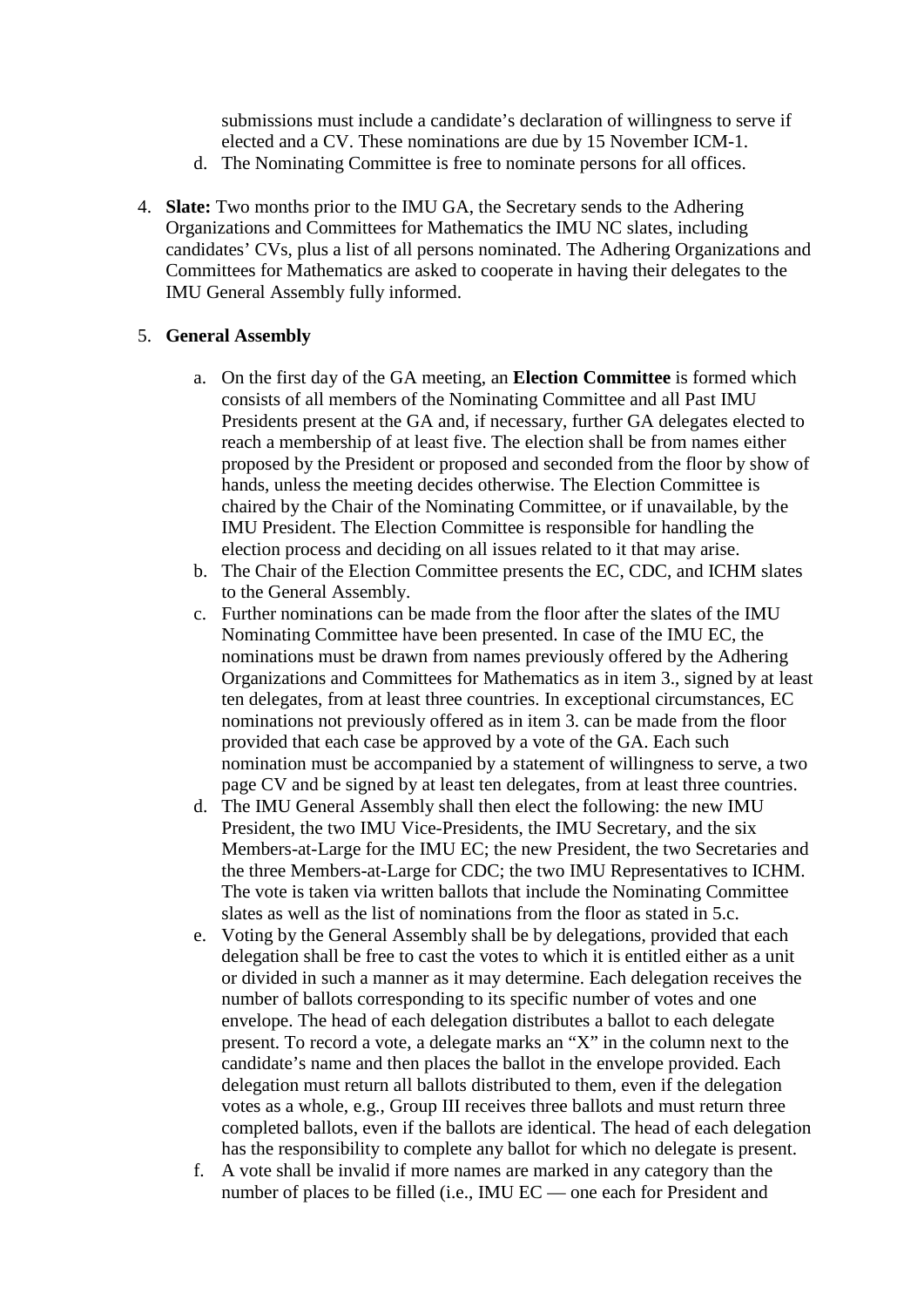submissions must include a candidate's declaration of willingness to serve if elected and a CV. These nominations are due by 15 November ICM-1.

d. The Nominating Committee is free to nominate persons for all offices.

4. **Slate:** Two months prior to the IMU GA, the Secretary sends to the Adhering Organizations and Committees for Mathematics the IMU NC slates, including candidates' CVs, plus a list of all persons nominated. The Adhering Organizations and Committees for Mathematics are asked to cooperate in having their delegates to the IMU General Assembly fully informed.

5. **General Assembly**

   a. On the first day of the GA meeting, an **Election Committee** is formed which consists of all members of the Nominating Committee and all Past IMU Presidents present at the GA and, if necessary, further GA delegates elected to reach a membership of at least five. The election shall be from names either proposed by the President or proposed and seconded from the floor by show of hands, unless the meeting decides otherwise. The Election Committee is chaired by the Chair of the Nominating Committee, or if unavailable, by the IMU President. The Election Committee is responsible for handling the election process and deciding on all issues related to it that may arise.
   b. The Chair of the Election Committee presents the EC, CDC, and ICHM slates to the General Assembly.
   c. Further nominations can be made from the floor after the slates of the IMU Nominating Committee have been presented. In case of the IMU EC, the nominations must be drawn from names previously offered by the Adhering Organizations and Committees for Mathematics as in item 3., signed by at least ten delegates, from at least three countries. In exceptional circumstances, EC nominations not previously offered as in item 3. can be made from the floor provided that each case be approved by a vote of the GA. Each such nomination must be accompanied by a statement of willingness to serve, a two page CV and be signed by at least ten delegates, from at least three countries.
   d. The IMU General Assembly shall then elect the following: the new IMU President, the two IMU Vice-Presidents, the IMU Secretary, and the six Members-at-Large for the IMU EC; the new President, the two Secretaries and the three Members-at-Large for CDC; the two IMU Representatives to ICHM. The vote is taken via written ballots that include the Nominating Committee slates as well as the list of nominations from the floor as stated in 5.c.
   e. Voting by the General Assembly shall be by delegations, provided that each delegation shall be free to cast the votes to which it is entitled either as a unit or divided in such a manner as it may determine. Each delegation receives the number of ballots corresponding to its specific number of votes and one envelope. The head of each delegation distributes a ballot to each delegate present. To record a vote, a delegate marks an "X" in the column next to the candidate's name and then places the ballot in the envelope provided. Each delegation must return all ballots distributed to them, even if the delegation votes as a whole, e.g., Group III receives three ballots and must return three completed ballots, even if the ballots are identical. The head of each delegation has the responsibility to complete any ballot for which no delegate is present.
   f. A vote shall be invalid if more names are marked in any category than the number of places to be filled (i.e., IMU EC — one each for President and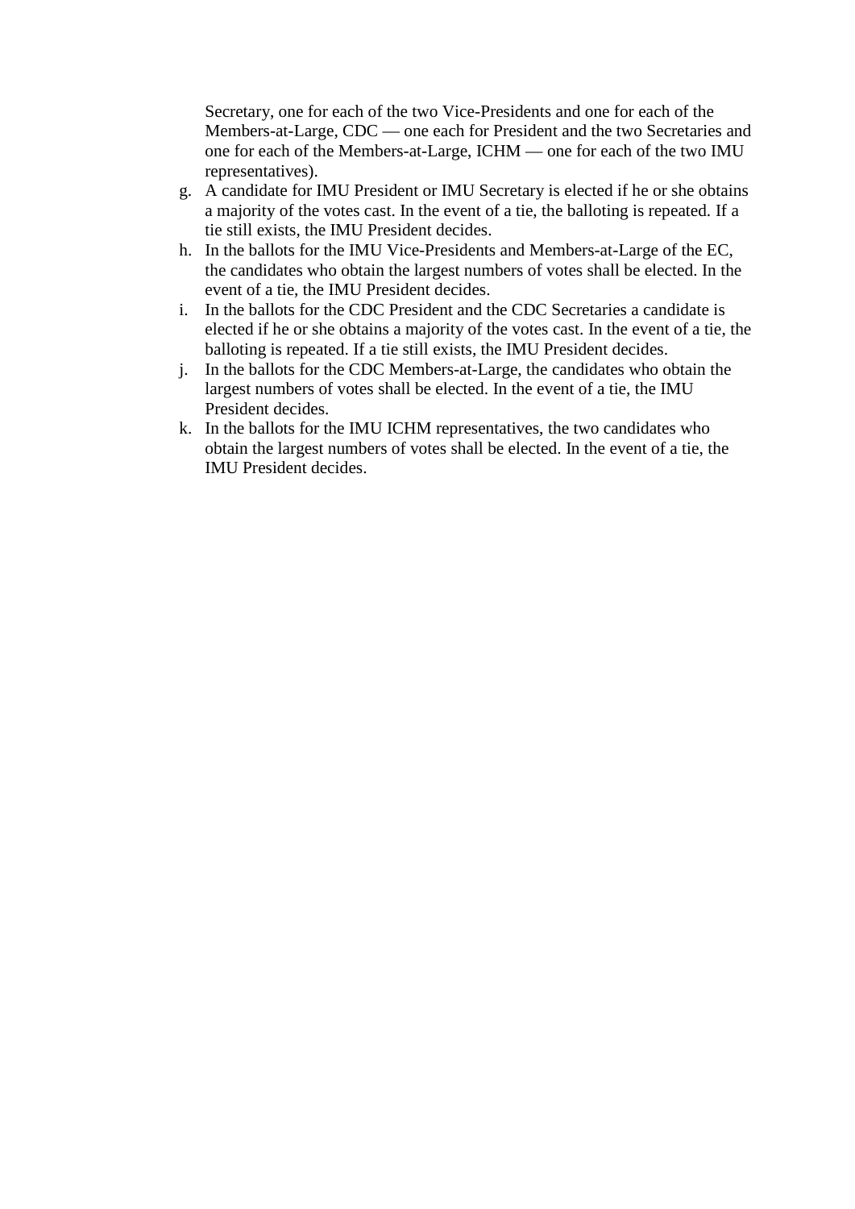Secretary, one for each of the two Vice-Presidents and one for each of the Members-at-Large, CDC — one each for President and the two Secretaries and one for each of the Members-at-Large, ICHM — one for each of the two IMU representatives).

g. A candidate for IMU President or IMU Secretary is elected if he or she obtains a majority of the votes cast. In the event of a tie, the balloting is repeated. If a tie still exists, the IMU President decides.
h. In the ballots for the IMU Vice-Presidents and Members-at-Large of the EC, the candidates who obtain the largest numbers of votes shall be elected. In the event of a tie, the IMU President decides.
i. In the ballots for the CDC President and the CDC Secretaries a candidate is elected if he or she obtains a majority of the votes cast. In the event of a tie, the balloting is repeated. If a tie still exists, the IMU President decides.
j. In the ballots for the CDC Members-at-Large, the candidates who obtain the largest numbers of votes shall be elected. In the event of a tie, the IMU President decides.
k. In the ballots for the IMU ICHM representatives, the two candidates who obtain the largest numbers of votes shall be elected. In the event of a tie, the IMU President decides.